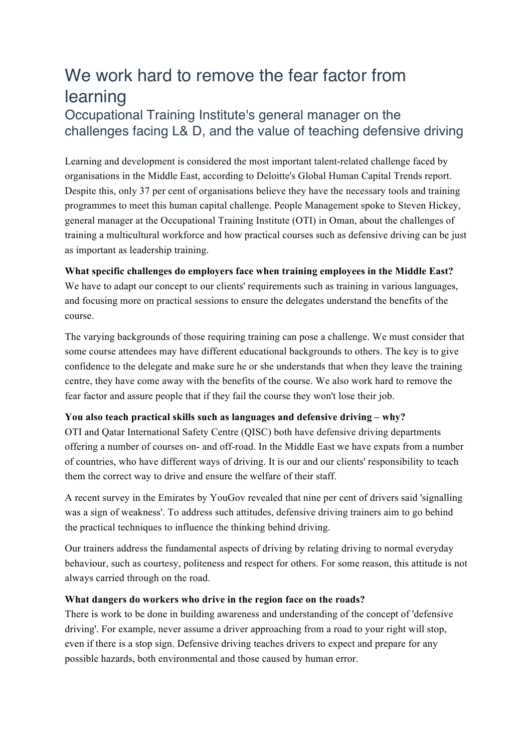# We work hard to remove the fear factor from learning

## Occupational Training Institute's general manager on the challenges facing L& D, and the value of teaching defensive driving

Learning and development is considered the most important talent-related challenge faced by organisations in the Middle East, according to Deloitte's Global Human Capital Trends report. Despite this, only 37 per cent of organisations believe they have the necessary tools and training programmes to meet this human capital challenge. People Management spoke to Steven Hickey, general manager at the Occupational Training Institute (OTI) in Oman, about the challenges of training a multicultural workforce and how practical courses such as defensive driving can be just as important as leadership training.

**What specific challenges do employers face when training employees in the Middle East?**
We have to adapt our concept to our clients' requirements such as training in various languages, and focusing more on practical sessions to ensure the delegates understand the benefits of the course.

The varying backgrounds of those requiring training can pose a challenge. We must consider that some course attendees may have different educational backgrounds to others. The key is to give confidence to the delegate and make sure he or she understands that when they leave the training centre, they have come away with the benefits of the course. We also work hard to remove the fear factor and assure people that if they fail the course they won't lose their job.

**You also teach practical skills such as languages and defensive driving – why?**
OTI and Qatar International Safety Centre (QISC) both have defensive driving departments offering a number of courses on- and off-road. In the Middle East we have expats from a number of countries, who have different ways of driving. It is our and our clients' responsibility to teach them the correct way to drive and ensure the welfare of their staff.

A recent survey in the Emirates by YouGov revealed that nine per cent of drivers said 'signalling was a sign of weakness'. To address such attitudes, defensive driving trainers aim to go behind the practical techniques to influence the thinking behind driving.

Our trainers address the fundamental aspects of driving by relating driving to normal everyday behaviour, such as courtesy, politeness and respect for others. For some reason, this attitude is not always carried through on the road.

**What dangers do workers who drive in the region face on the roads?**
There is work to be done in building awareness and understanding of the concept of 'defensive driving'. For example, never assume a driver approaching from a road to your right will stop, even if there is a stop sign. Defensive driving teaches drivers to expect and prepare for any possible hazards, both environmental and those caused by human error.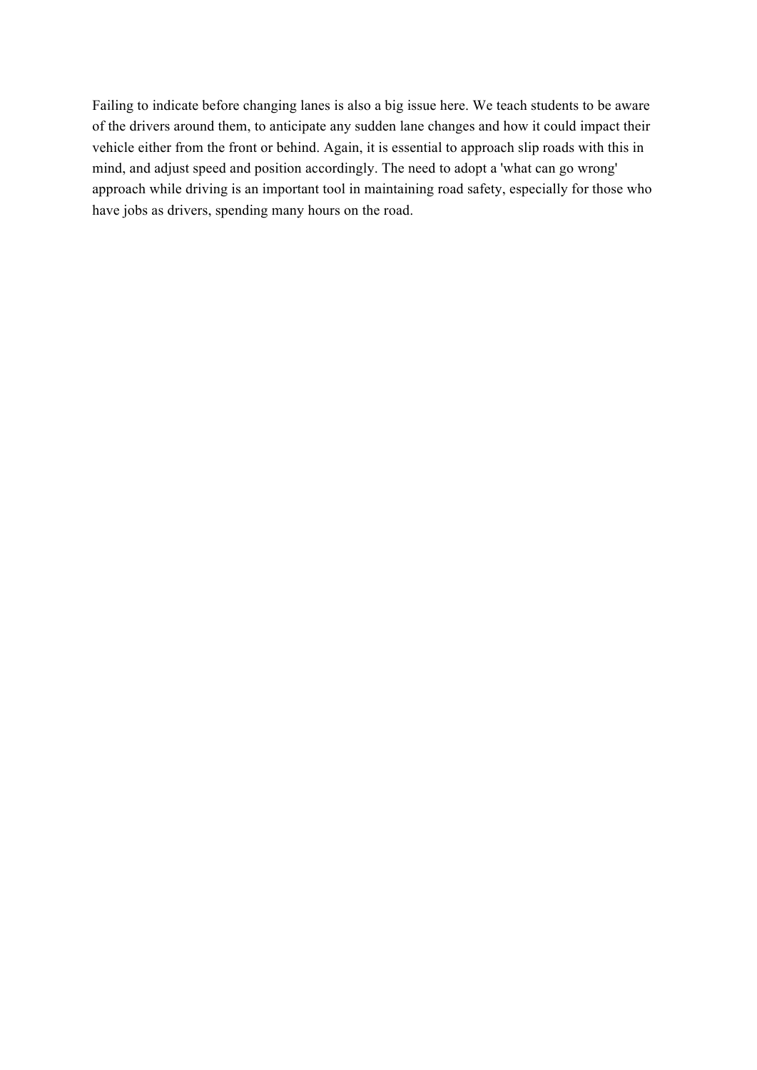Failing to indicate before changing lanes is also a big issue here. We teach students to be aware of the drivers around them, to anticipate any sudden lane changes and how it could impact their vehicle either from the front or behind. Again, it is essential to approach slip roads with this in mind, and adjust speed and position accordingly. The need to adopt a 'what can go wrong' approach while driving is an important tool in maintaining road safety, especially for those who have jobs as drivers, spending many hours on the road.